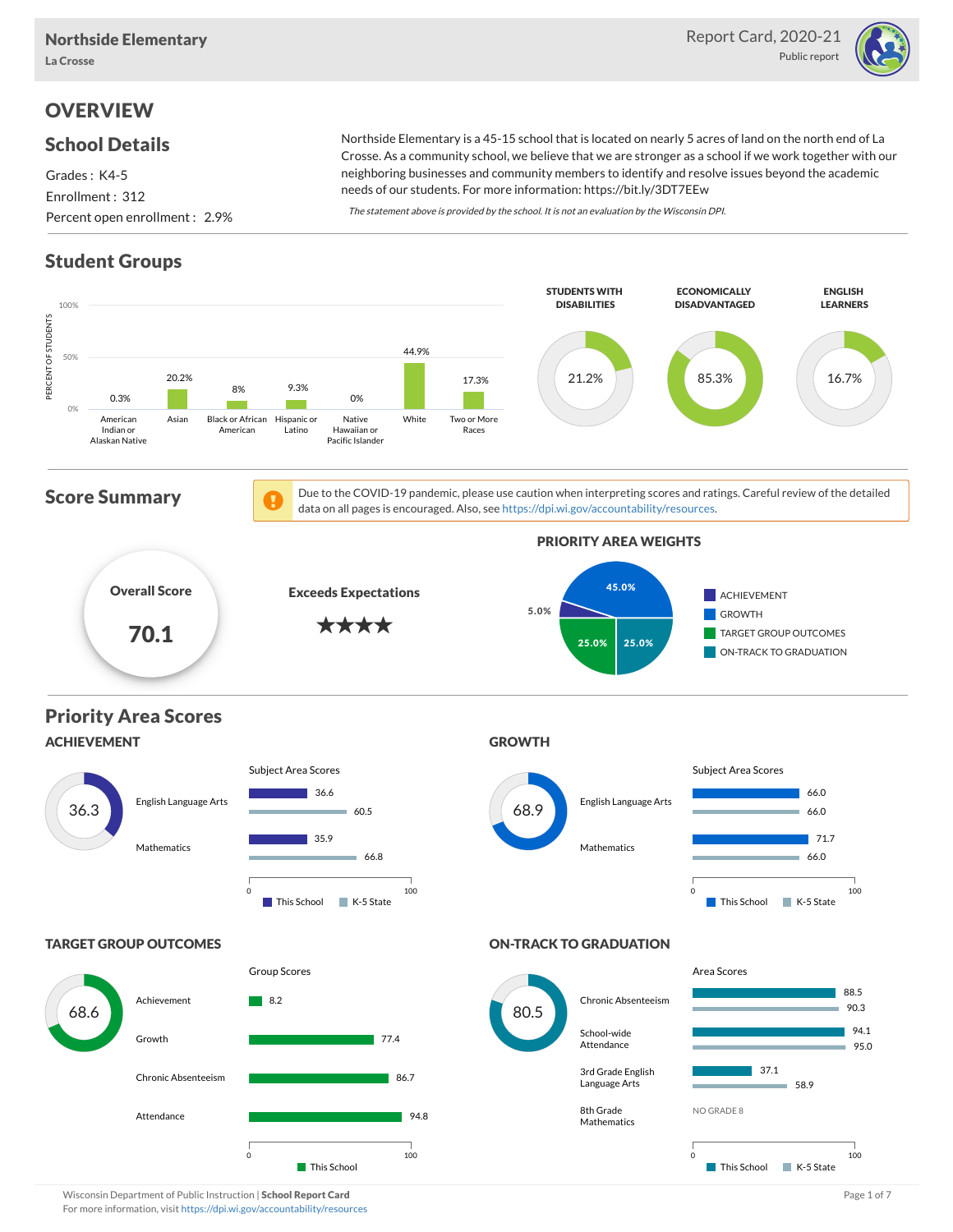**Northside Elementary**
La Crosse

Report Card, 2020-21
Public report

# OVERVIEW

## School Details

Grades : K4-5
Enrollment : 312
Percent open enrollment : 2.9%

Northside Elementary is a 45-15 school that is located on nearly 5 acres of land on the north end of La Crosse. As a community school, we believe that we are stronger as a school if we work together with our neighboring businesses and community members to identify and resolve issues beyond the academic needs of our students. For more information: https://bit.ly/3DT7EEw

*The statement above is provided by the school. It is not an evaluation by the Wisconsin DPI.*

## Student Groups

| Group | Percent of Students |
|---|---|
| American Indian or Alaskan Native | 0.3% |
| Asian | 20.2% |
| Black or African American | 8% |
| Hispanic or Latino | 9.3% |
| Native Hawaiian or Pacific Islander | 0% |
| White | 44.9% |
| Two or More Races | 17.3% |

| STUDENTS WITH DISABILITIES | ECONOMICALLY DISADVANTAGED | ENGLISH LEARNERS |
|---|---|---|
| 21.2% | 85.3% | 16.7% |

## Score Summary

Due to the COVID-19 pandemic, please use caution when interpreting scores and ratings. Careful review of the detailed data on all pages is encouraged. Also, see https://dpi.wi.gov/accountability/resources.

**Overall Score**: 70.1

**Exceeds Expectations** ★★★★

### PRIORITY AREA WEIGHTS

| Priority Area | Weight |
|---|---|
| ACHIEVEMENT | 5.0% |
| GROWTH | 45.0% |
| TARGET GROUP OUTCOMES | 25.0% |
| ON-TRACK TO GRADUATION | 25.0% |

## Priority Area Scores

### ACHIEVEMENT

Score: 36.3

Subject Area Scores

| Subject | This School | K-5 State |
|---|---|---|
| English Language Arts | 36.6 | 60.5 |
| Mathematics | 35.9 | 66.8 |

### GROWTH

Score: 68.9

Subject Area Scores

| Subject | This School | K-5 State |
|---|---|---|
| English Language Arts | 66.0 | 66.0 |
| Mathematics | 71.7 | 66.0 |

### TARGET GROUP OUTCOMES

Score: 68.6

Group Scores

| Group | This School |
|---|---|
| Achievement | 8.2 |
| Growth | 77.4 |
| Chronic Absenteeism | 86.7 |
| Attendance | 94.8 |

### ON-TRACK TO GRADUATION

Score: 80.5

Area Scores

| Area | This School | K-5 State |
|---|---|---|
| Chronic Absenteeism | 88.5 | 90.3 |
| School-wide Attendance | 94.1 | 95.0 |
| 3rd Grade English Language Arts | 37.1 | 58.9 |
| 8th Grade Mathematics | NO GRADE 8 | |

Wisconsin Department of Public Instruction | **School Report Card**
For more information, visit https://dpi.wi.gov/accountability/resources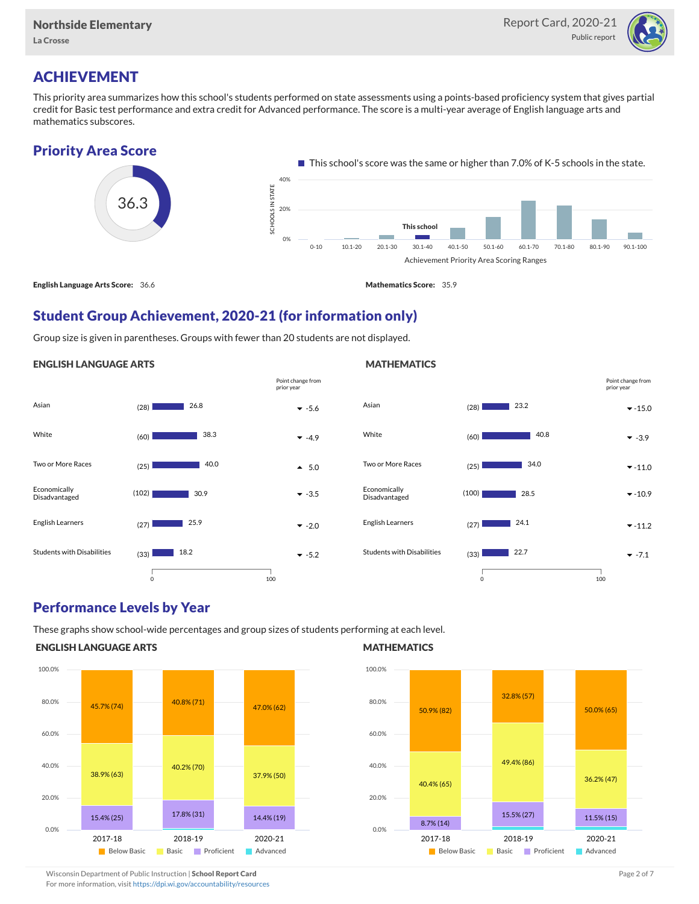# ACHIEVEMENT

This priority area summarizes how this school's students performed on state assessments using a points-based proficiency system that gives partial credit for Basic test performance and extra credit for Advanced performance. The score is a multi-year average of English language arts and mathematics subscores.

## Priority Area Score

36.3

This school's score was the same or higher than 7.0% of K-5 schools in the state.

**English Language Arts Score:** 36.6

**Mathematics Score:** 35.9

## Student Group Achievement, 2020-21 (for information only)

Group size is given in parentheses. Groups with fewer than 20 students are not displayed.

### ENGLISH LANGUAGE ARTS

| Group | Size | Score | Point change from prior year |
|---|---|---|---|
| Asian | (28) | 26.8 | -5.6 |
| White | (60) | 38.3 | -4.9 |
| Two or More Races | (25) | 40.0 | 5.0 |
| Economically Disadvantaged | (102) | 30.9 | -3.5 |
| English Learners | (27) | 25.9 | -2.0 |
| Students with Disabilities | (33) | 18.2 | -5.2 |

### MATHEMATICS

| Group | Size | Score | Point change from prior year |
|---|---|---|---|
| Asian | (28) | 23.2 | -15.0 |
| White | (60) | 40.8 | -3.9 |
| Two or More Races | (25) | 34.0 | -11.0 |
| Economically Disadvantaged | (100) | 28.5 | -10.9 |
| English Learners | (27) | 24.1 | -11.2 |
| Students with Disabilities | (33) | 22.7 | -7.1 |

## Performance Levels by Year

These graphs show school-wide percentages and group sizes of students performing at each level.

### ENGLISH LANGUAGE ARTS

| Level | 2017-18 | 2018-19 | 2020-21 |
|---|---|---|---|
| Below Basic | 45.7% (74) | 40.8% (71) | 47.0% (62) |
| Basic | 38.9% (63) | 40.2% (70) | 37.9% (50) |
| Proficient | 15.4% (25) | 17.8% (31) | 14.4% (19) |

### MATHEMATICS

| Level | 2017-18 | 2018-19 | 2020-21 |
|---|---|---|---|
| Below Basic | 50.9% (82) | 32.8% (57) | 50.0% (65) |
| Basic | 40.4% (65) | 49.4% (86) | 36.2% (47) |
| Proficient | 8.7% (14) | 15.5% (27) | 11.5% (15) |

Wisconsin Department of Public Instruction | **School Report Card**
For more information, visit https://dpi.wi.gov/accountability/resources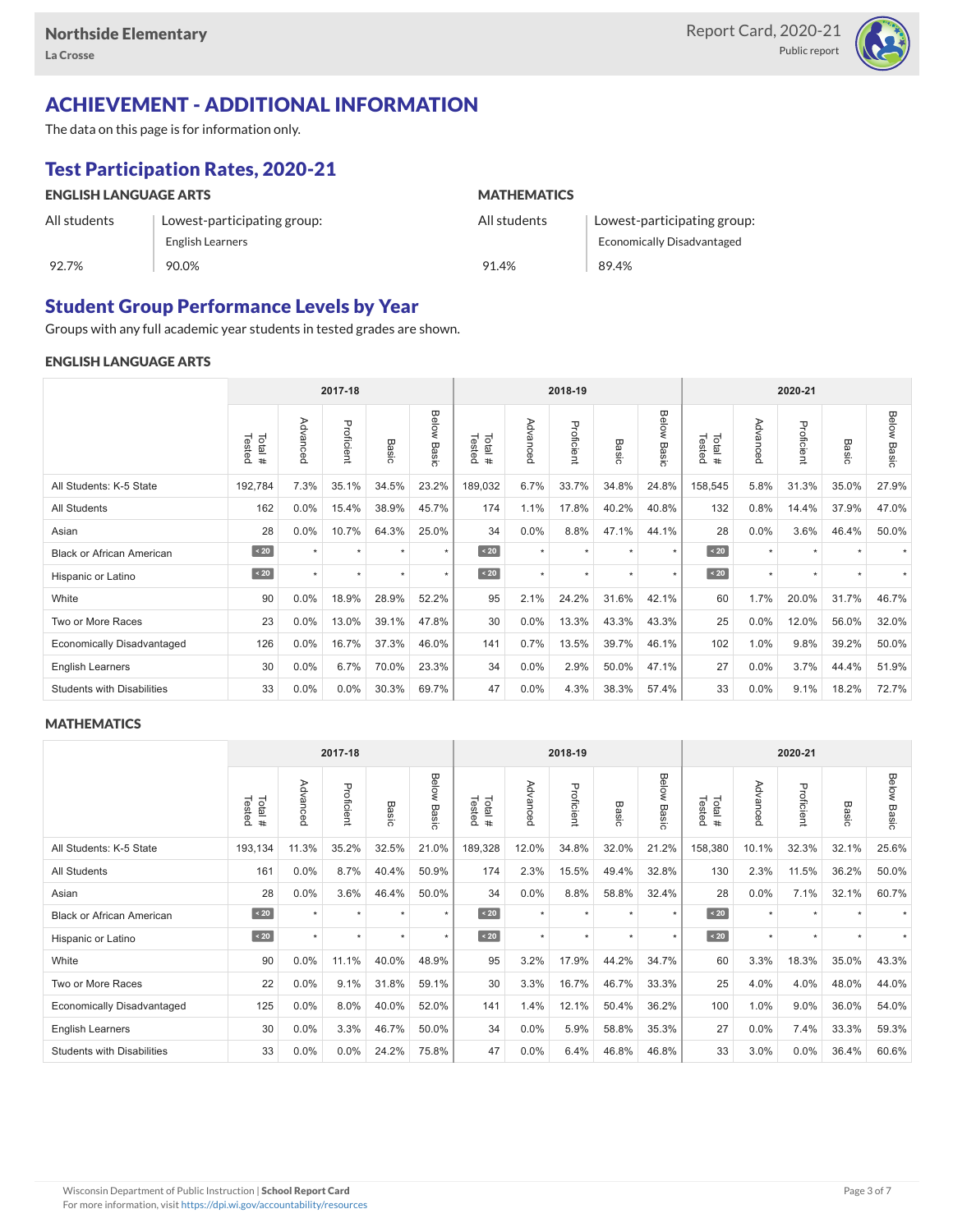Northside Elementary
La Crosse

Report Card, 2020-21
Public report

# ACHIEVEMENT - ADDITIONAL INFORMATION

The data on this page is for information only.

## Test Participation Rates, 2020-21

| ENGLISH LANGUAGE ARTS | | MATHEMATICS | |
|---|---|---|---|
| All students | Lowest-participating group: English Learners | All students | Lowest-participating group: Economically Disadvantaged |
| 92.7% | 90.0% | 91.4% | 89.4% |

## Student Group Performance Levels by Year

Groups with any full academic year students in tested grades are shown.

### ENGLISH LANGUAGE ARTS

| | 2017-18 | | | | | 2018-19 | | | | | 2020-21 | | | | |
|---|---|---|---|---|---|---|---|---|---|---|---|---|---|---|---|
| | Total # Tested | Advanced | Proficient | Basic | Below Basic | Total # Tested | Advanced | Proficient | Basic | Below Basic | Total # Tested | Advanced | Proficient | Basic | Below Basic |
| All Students: K-5 State | 192,784 | 7.3% | 35.1% | 34.5% | 23.2% | 189,032 | 6.7% | 33.7% | 34.8% | 24.8% | 158,545 | 5.8% | 31.3% | 35.0% | 27.9% |
| All Students | 162 | 0.0% | 15.4% | 38.9% | 45.7% | 174 | 1.1% | 17.8% | 40.2% | 40.8% | 132 | 0.8% | 14.4% | 37.9% | 47.0% |
| Asian | 28 | 0.0% | 10.7% | 64.3% | 25.0% | 34 | 0.0% | 8.8% | 47.1% | 44.1% | 28 | 0.0% | 3.6% | 46.4% | 50.0% |
| Black or African American | < 20 | * | * | * | * | < 20 | * | * | * | * | < 20 | * | * | * | * |
| Hispanic or Latino | < 20 | * | * | * | * | < 20 | * | * | * | * | < 20 | * | * | * | * |
| White | 90 | 0.0% | 18.9% | 28.9% | 52.2% | 95 | 2.1% | 24.2% | 31.6% | 42.1% | 60 | 1.7% | 20.0% | 31.7% | 46.7% |
| Two or More Races | 23 | 0.0% | 13.0% | 39.1% | 47.8% | 30 | 0.0% | 13.3% | 43.3% | 43.3% | 25 | 0.0% | 12.0% | 56.0% | 32.0% |
| Economically Disadvantaged | 126 | 0.0% | 16.7% | 37.3% | 46.0% | 141 | 0.7% | 13.5% | 39.7% | 46.1% | 102 | 1.0% | 9.8% | 39.2% | 50.0% |
| English Learners | 30 | 0.0% | 6.7% | 70.0% | 23.3% | 34 | 0.0% | 2.9% | 50.0% | 47.1% | 27 | 0.0% | 3.7% | 44.4% | 51.9% |
| Students with Disabilities | 33 | 0.0% | 0.0% | 30.3% | 69.7% | 47 | 0.0% | 4.3% | 38.3% | 57.4% | 33 | 0.0% | 9.1% | 18.2% | 72.7% |

### MATHEMATICS

| | 2017-18 | | | | | 2018-19 | | | | | 2020-21 | | | | |
|---|---|---|---|---|---|---|---|---|---|---|---|---|---|---|---|
| | Total # Tested | Advanced | Proficient | Basic | Below Basic | Total # Tested | Advanced | Proficient | Basic | Below Basic | Total # Tested | Advanced | Proficient | Basic | Below Basic |
| All Students: K-5 State | 193,134 | 11.3% | 35.2% | 32.5% | 21.0% | 189,328 | 12.0% | 34.8% | 32.0% | 21.2% | 158,380 | 10.1% | 32.3% | 32.1% | 25.6% |
| All Students | 161 | 0.0% | 8.7% | 40.4% | 50.9% | 174 | 2.3% | 15.5% | 49.4% | 32.8% | 130 | 2.3% | 11.5% | 36.2% | 50.0% |
| Asian | 28 | 0.0% | 3.6% | 46.4% | 50.0% | 34 | 0.0% | 8.8% | 58.8% | 32.4% | 28 | 0.0% | 7.1% | 32.1% | 60.7% |
| Black or African American | < 20 | * | * | * | * | < 20 | * | * | * | * | < 20 | * | * | * | * |
| Hispanic or Latino | < 20 | * | * | * | * | < 20 | * | * | * | * | < 20 | * | * | * | * |
| White | 90 | 0.0% | 11.1% | 40.0% | 48.9% | 95 | 3.2% | 17.9% | 44.2% | 34.7% | 60 | 3.3% | 18.3% | 35.0% | 43.3% |
| Two or More Races | 22 | 0.0% | 9.1% | 31.8% | 59.1% | 30 | 3.3% | 16.7% | 46.7% | 33.3% | 25 | 4.0% | 4.0% | 48.0% | 44.0% |
| Economically Disadvantaged | 125 | 0.0% | 8.0% | 40.0% | 52.0% | 141 | 1.4% | 12.1% | 50.4% | 36.2% | 100 | 1.0% | 9.0% | 36.0% | 54.0% |
| English Learners | 30 | 0.0% | 3.3% | 46.7% | 50.0% | 34 | 0.0% | 5.9% | 58.8% | 35.3% | 27 | 0.0% | 7.4% | 33.3% | 59.3% |
| Students with Disabilities | 33 | 0.0% | 0.0% | 24.2% | 75.8% | 47 | 0.0% | 6.4% | 46.8% | 46.8% | 33 | 3.0% | 0.0% | 36.4% | 60.6% |

Wisconsin Department of Public Instruction | **School Report Card**
For more information, visit https://dpi.wi.gov/accountability/resources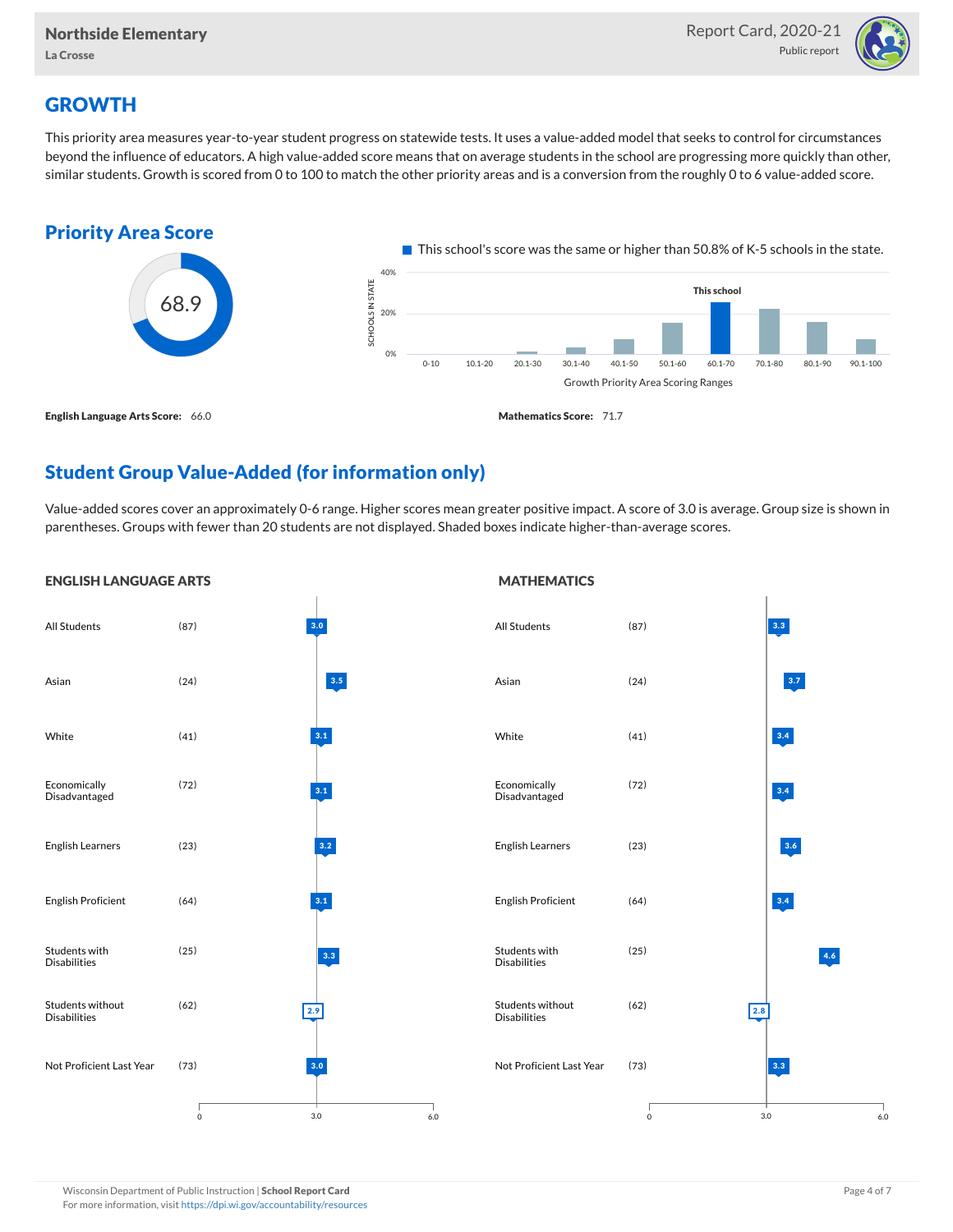## GROWTH

This priority area measures year-to-year student progress on statewide tests. It uses a value-added model that seeks to control for circumstances beyond the influence of educators. A high value-added score means that on average students in the school are progressing more quickly than other, similar students. Growth is scored from 0 to 100 to match the other priority areas and is a conversion from the roughly 0 to 6 value-added score.

### Priority Area Score

68.9

This school's score was the same or higher than 50.8% of K-5 schools in the state.

**English Language Arts Score:** 66.0

**Mathematics Score:** 71.7

### Student Group Value-Added (for information only)

Value-added scores cover an approximately 0-6 range. Higher scores mean greater positive impact. A score of 3.0 is average. Group size is shown in parentheses. Groups with fewer than 20 students are not displayed. Shaded boxes indicate higher-than-average scores.

| Student Group | Group Size | English Language Arts | Mathematics |
|---|---|---|---|
| All Students | (87) | 3.0 | 3.3 |
| Asian | (24) | 3.5 | 3.7 |
| White | (41) | 3.1 | 3.4 |
| Economically Disadvantaged | (72) | 3.1 | 3.4 |
| English Learners | (23) | 3.2 | 3.6 |
| English Proficient | (64) | 3.1 | 3.4 |
| Students with Disabilities | (25) | 3.3 | 4.6 |
| Students without Disabilities | (62) | 2.9 | 2.8 |
| Not Proficient Last Year | (73) | 3.0 | 3.3 |

Wisconsin Department of Public Instruction | **School Report Card**
For more information, visit https://dpi.wi.gov/accountability/resources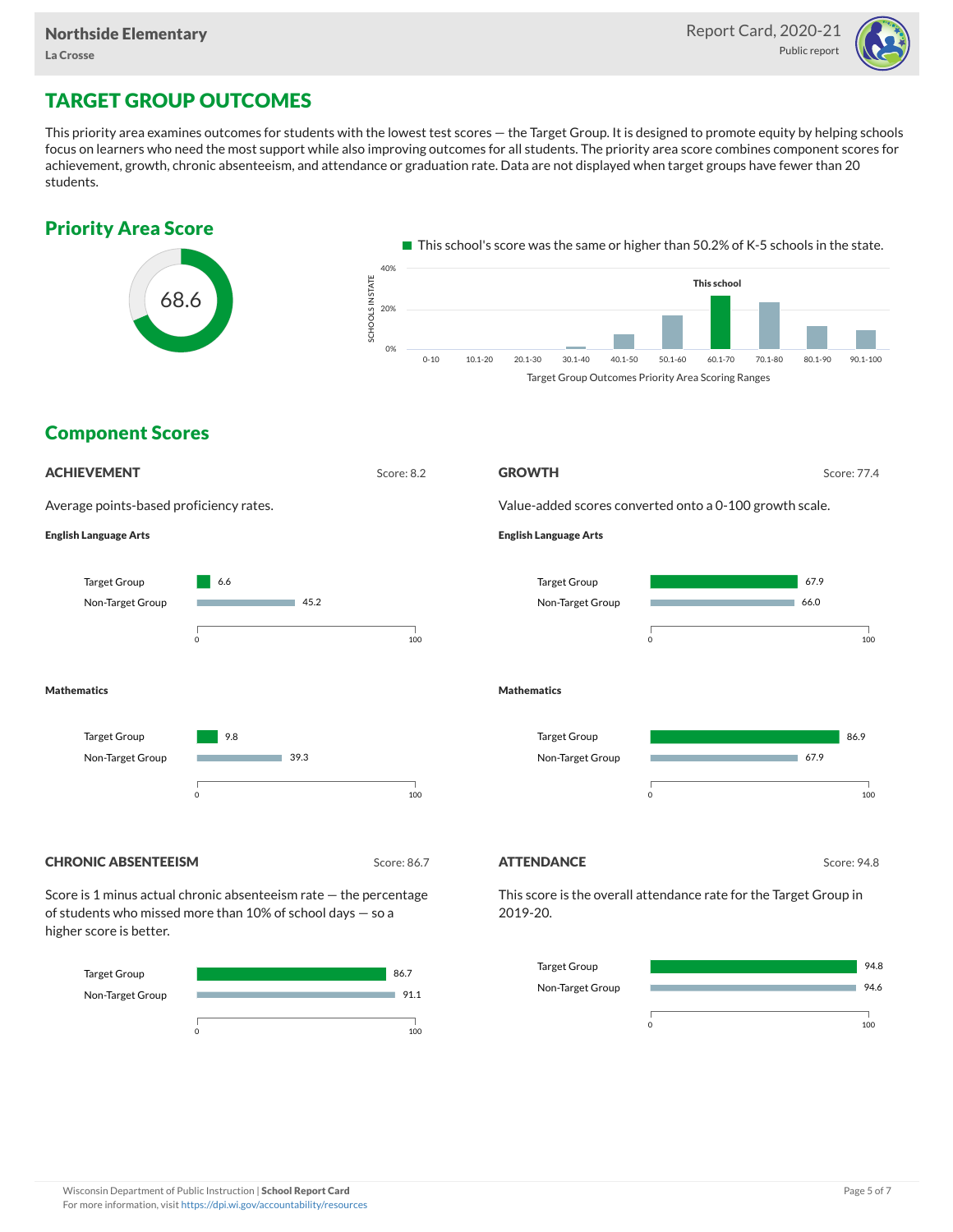# TARGET GROUP OUTCOMES

This priority area examines outcomes for students with the lowest test scores — the Target Group. It is designed to promote equity by helping schools focus on learners who need the most support while also improving outcomes for all students. The priority area score combines component scores for achievement, growth, chronic absenteeism, and attendance or graduation rate. Data are not displayed when target groups have fewer than 20 students.

## Priority Area Score

68.6

This school's score was the same or higher than 50.2% of K-5 schools in the state.

Target Group Outcomes Priority Area Scoring Ranges (This school: 60.1-70)

## Component Scores

### ACHIEVEMENT

Score: 8.2

Average points-based proficiency rates.

**English Language Arts**

| Group | Score |
|---|---|
| Target Group | 6.6 |
| Non-Target Group | 45.2 |

**Mathematics**

| Group | Score |
|---|---|
| Target Group | 9.8 |
| Non-Target Group | 39.3 |

### GROWTH

Score: 77.4

Value-added scores converted onto a 0-100 growth scale.

**English Language Arts**

| Group | Score |
|---|---|
| Target Group | 67.9 |
| Non-Target Group | 66.0 |

**Mathematics**

| Group | Score |
|---|---|
| Target Group | 86.9 |
| Non-Target Group | 67.9 |

### CHRONIC ABSENTEEISM

Score: 86.7

Score is 1 minus actual chronic absenteeism rate — the percentage of students who missed more than 10% of school days — so a higher score is better.

| Group | Score |
|---|---|
| Target Group | 86.7 |
| Non-Target Group | 91.1 |

### ATTENDANCE

Score: 94.8

This score is the overall attendance rate for the Target Group in 2019-20.

| Group | Score |
|---|---|
| Target Group | 94.8 |
| Non-Target Group | 94.6 |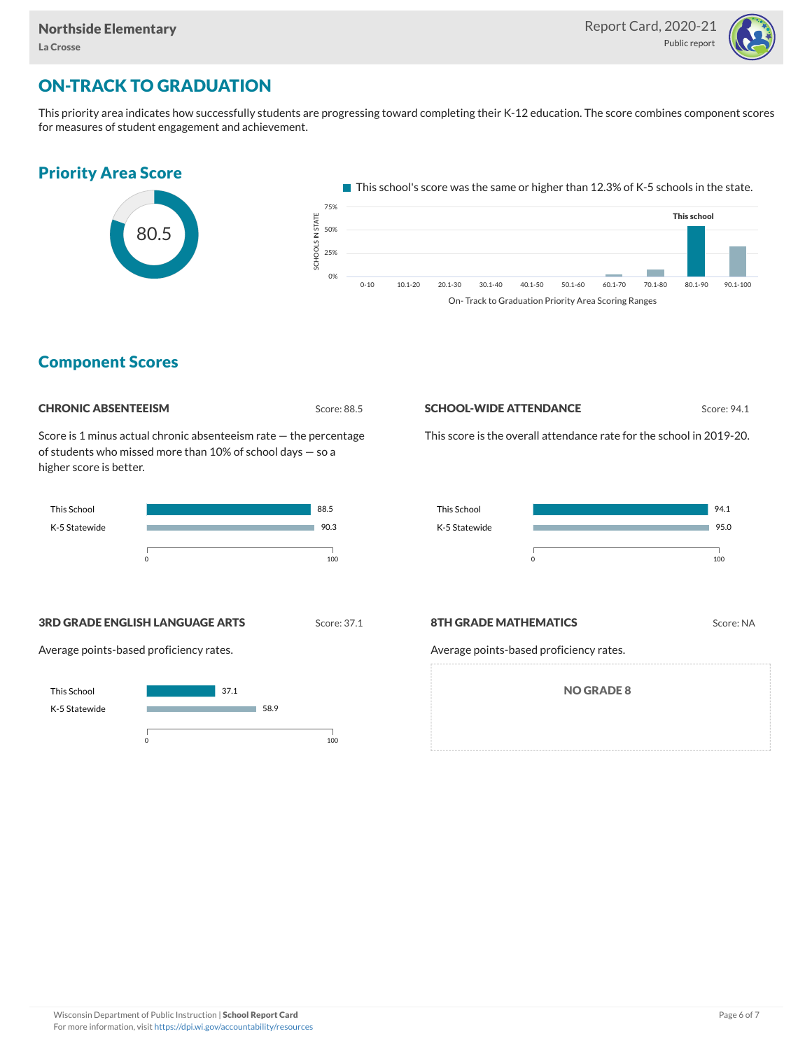## ON-TRACK TO GRADUATION

This priority area indicates how successfully students are progressing toward completing their K-12 education. The score combines component scores for measures of student engagement and achievement.

### Priority Area Score

80.5

This school's score was the same or higher than 12.3% of K-5 schools in the state.

## Component Scores

### CHRONIC ABSENTEEISM

Score: 88.5

Score is 1 minus actual chronic absenteeism rate — the percentage of students who missed more than 10% of school days — so a higher score is better.

| | Score |
|---|---|
| This School | 88.5 |
| K-5 Statewide | 90.3 |

### SCHOOL-WIDE ATTENDANCE

Score: 94.1

This score is the overall attendance rate for the school in 2019-20.

| | Score |
|---|---|
| This School | 94.1 |
| K-5 Statewide | 95.0 |

### 3RD GRADE ENGLISH LANGUAGE ARTS

Score: 37.1

Average points-based proficiency rates.

| | Score |
|---|---|
| This School | 37.1 |
| K-5 Statewide | 58.9 |

### 8TH GRADE MATHEMATICS

Score: NA

Average points-based proficiency rates.

NO GRADE 8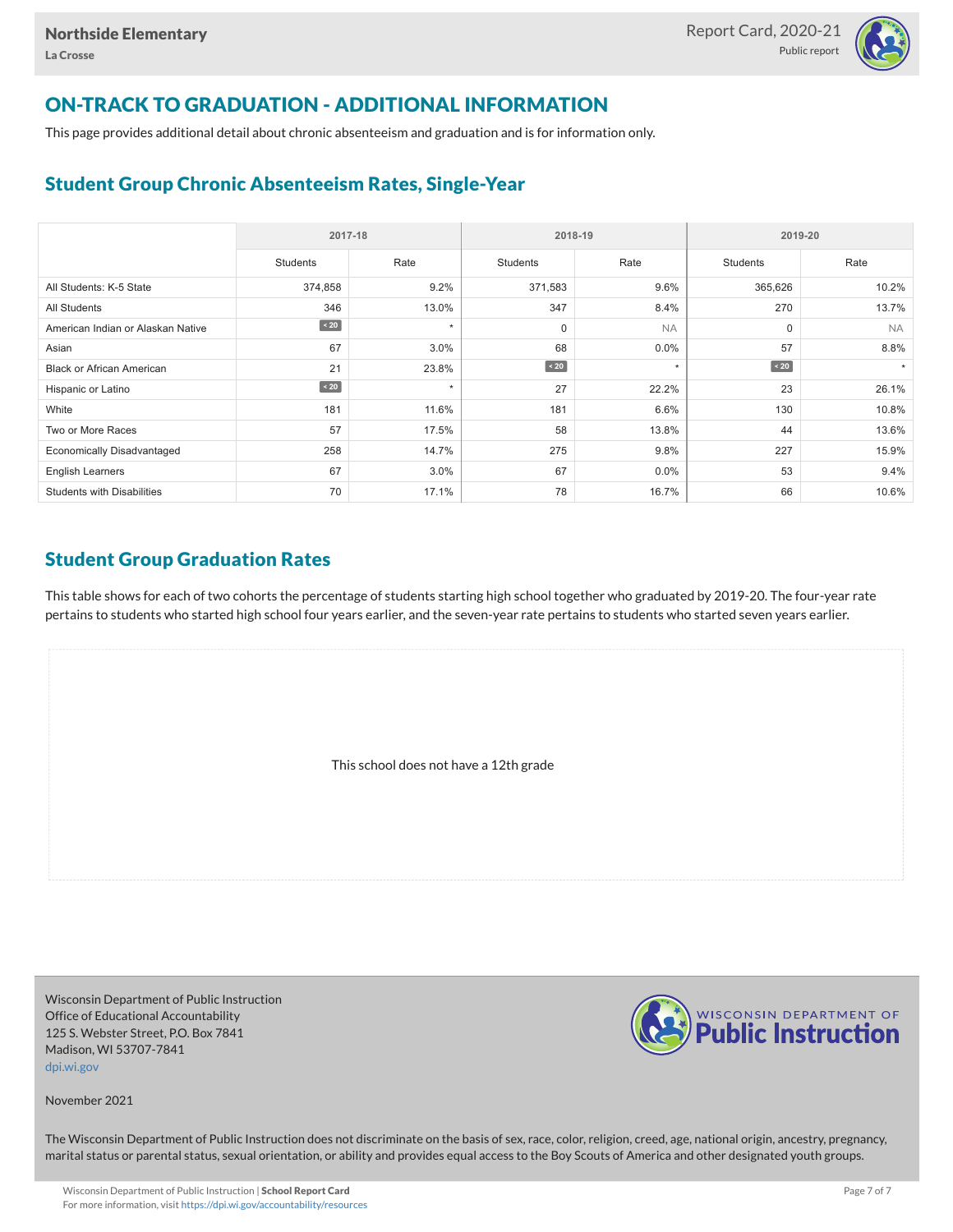## ON-TRACK TO GRADUATION - ADDITIONAL INFORMATION

This page provides additional detail about chronic absenteeism and graduation and is for information only.

### Student Group Chronic Absenteeism Rates, Single-Year

| | 2017-18 | | 2018-19 | | 2019-20 | |
|---|---|---|---|---|---|---|
| | Students | Rate | Students | Rate | Students | Rate |
| All Students: K-5 State | 374,858 | 9.2% | 371,583 | 9.6% | 365,626 | 10.2% |
| All Students | 346 | 13.0% | 347 | 8.4% | 270 | 13.7% |
| American Indian or Alaskan Native | < 20 | * | 0 | NA | 0 | NA |
| Asian | 67 | 3.0% | 68 | 0.0% | 57 | 8.8% |
| Black or African American | 21 | 23.8% | < 20 | * | < 20 | * |
| Hispanic or Latino | < 20 | * | 27 | 22.2% | 23 | 26.1% |
| White | 181 | 11.6% | 181 | 6.6% | 130 | 10.8% |
| Two or More Races | 57 | 17.5% | 58 | 13.8% | 44 | 13.6% |
| Economically Disadvantaged | 258 | 14.7% | 275 | 9.8% | 227 | 15.9% |
| English Learners | 67 | 3.0% | 67 | 0.0% | 53 | 9.4% |
| Students with Disabilities | 70 | 17.1% | 78 | 16.7% | 66 | 10.6% |

### Student Group Graduation Rates

This table shows for each of two cohorts the percentage of students starting high school together who graduated by 2019-20. The four-year rate pertains to students who started high school four years earlier, and the seven-year rate pertains to students who started seven years earlier.

This school does not have a 12th grade

Wisconsin Department of Public Instruction
Office of Educational Accountability
125 S. Webster Street, P.O. Box 7841
Madison, WI 53707-7841
dpi.wi.gov

November 2021

The Wisconsin Department of Public Instruction does not discriminate on the basis of sex, race, color, religion, creed, age, national origin, ancestry, pregnancy, marital status or parental status, sexual orientation, or ability and provides equal access to the Boy Scouts of America and other designated youth groups.